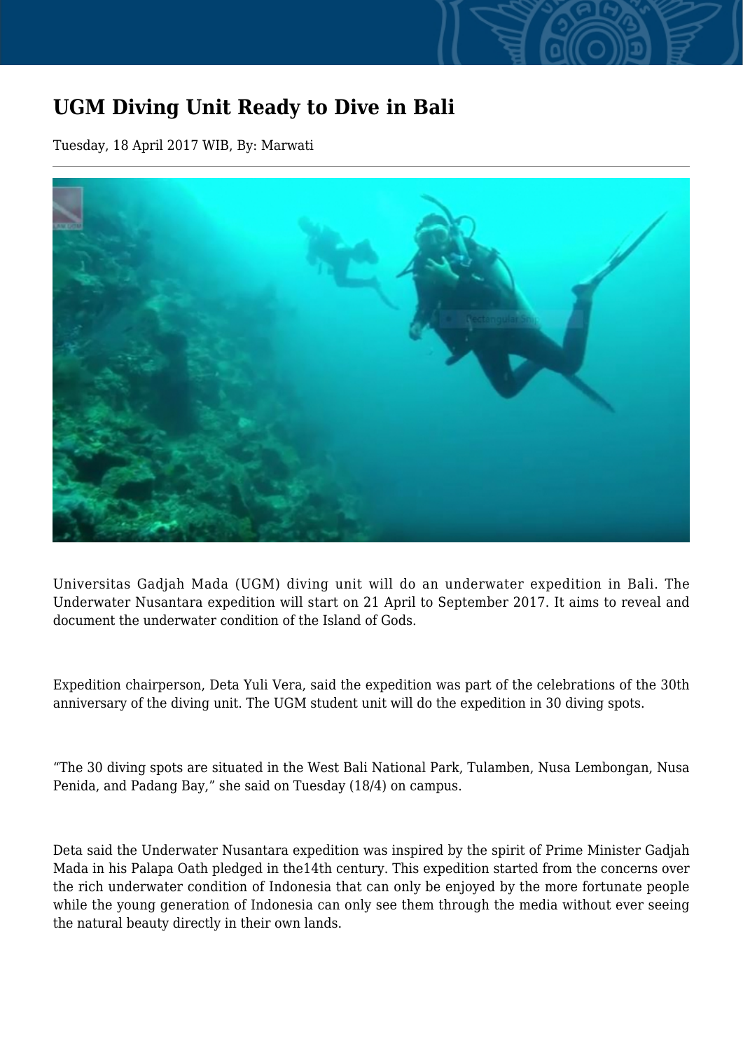# UGM Diving Unit Ready to Dive in Bali

Tuesday, 18 April 2017 WIB, By: Marwati

Universitas Gadjah Mada (UGM) diving unit will do an underwater expedition in Bali. The Underwater Nusantara expedition will start on 21 April to September 2017. It aims to reveal and document the underwater condition of the Island of Gods.

Expedition chairperson, Deta Yuli Vera, said the expedition was part of the celebrations of the 30th anniversary of the diving unit. The UGM student unit will do the expedition in 30 diving spots.

“The 30 diving spots are situated in the West Bali National Park, Tulamben, Nusa Lembongan, Nusa Penida, and Padang Bay,” she said on Tuesday (18/4) on campus.

Deta said the Underwater Nusantara expedition was inspired by the spirit of Prime Minister Gadjah Mada in his Palapa Oath pledged in the14th century. This expedition started from the concerns over the rich underwater condition of Indonesia that can only be enjoyed by the more fortunate people while the young generation of Indonesia can only see them through the media without ever seeing the natural beauty directly in their own lands.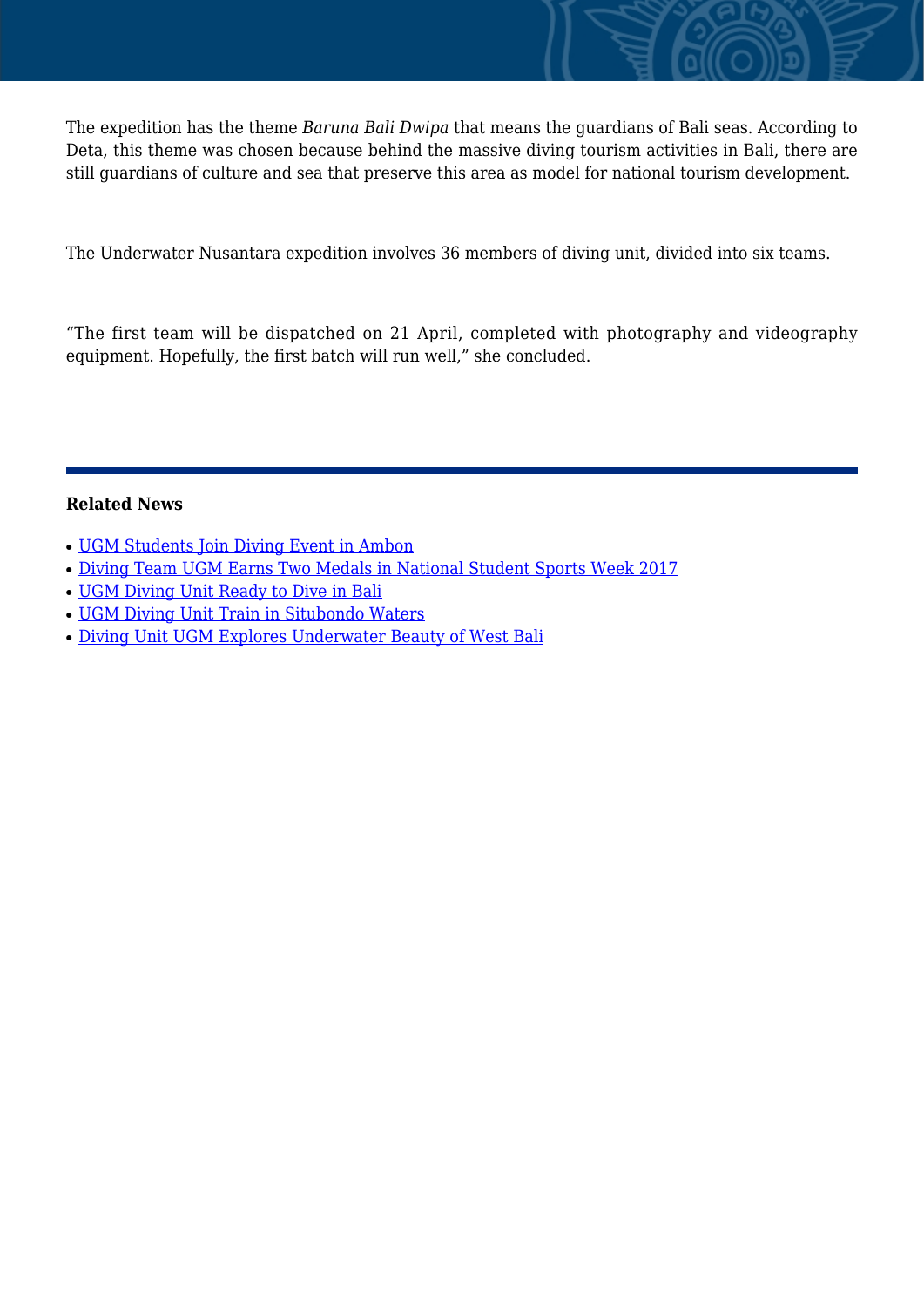The expedition has the theme *Baruna Bali Dwipa* that means the guardians of Bali seas. According to Deta, this theme was chosen because behind the massive diving tourism activities in Bali, there are still guardians of culture and sea that preserve this area as model for national tourism development.

The Underwater Nusantara expedition involves 36 members of diving unit, divided into six teams.

“The first team will be dispatched on 21 April, completed with photography and videography equipment. Hopefully, the first batch will run well,” she concluded.

---

**Related News**

- UGM Students Join Diving Event in Ambon
- Diving Team UGM Earns Two Medals in National Student Sports Week 2017
- UGM Diving Unit Ready to Dive in Bali
- UGM Diving Unit Train in Situbondo Waters
- Diving Unit UGM Explores Underwater Beauty of West Bali